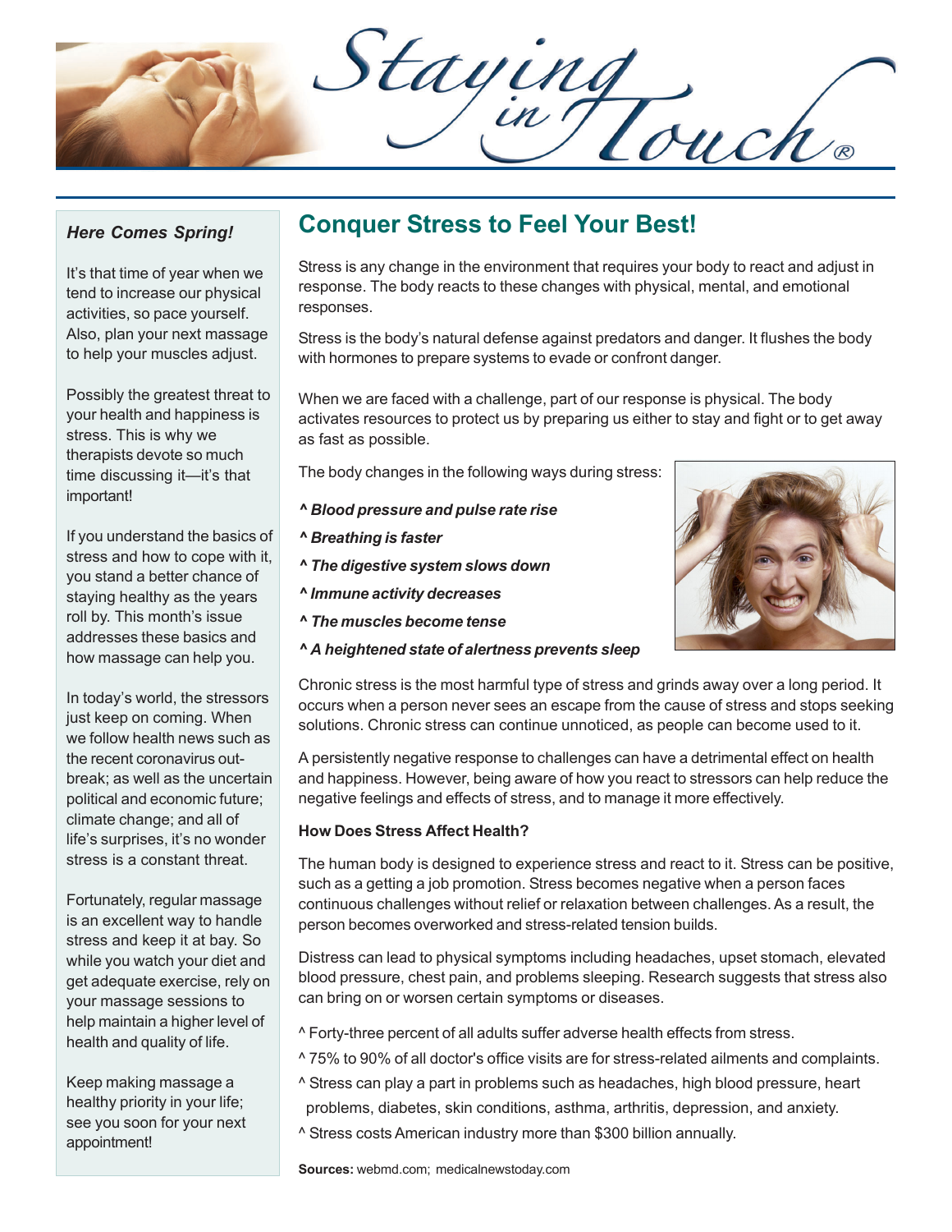# Staying in Touch®

## Conquer Stress to Feel Your Best!

Stress is any change in the environment that requires your body to react and adjust in response. The body reacts to these changes with physical, mental, and emotional responses.

Stress is the body's natural defense against predators and danger. It flushes the body with hormones to prepare systems to evade or confront danger.

When we are faced with a challenge, part of our response is physical. The body activates resources to protect us by preparing us either to stay and fight or to get away as fast as possible.

The body changes in the following ways during stress:

^ ***Blood pressure and pulse rate rise***

^ ***Breathing is faster***

^ ***The digestive system slows down***

^ ***Immune activity decreases***

^ ***The muscles become tense***

^ ***A heightened state of alertness prevents sleep***

Chronic stress is the most harmful type of stress and grinds away over a long period. It occurs when a person never sees an escape from the cause of stress and stops seeking solutions. Chronic stress can continue unnoticed, as people can become used to it.

A persistently negative response to challenges can have a detrimental effect on health and happiness. However, being aware of how you react to stressors can help reduce the negative feelings and effects of stress, and to manage it more effectively.

**How Does Stress Affect Health?**

The human body is designed to experience stress and react to it. Stress can be positive, such as a getting a job promotion. Stress becomes negative when a person faces continuous challenges without relief or relaxation between challenges. As a result, the person becomes overworked and stress-related tension builds.

Distress can lead to physical symptoms including headaches, upset stomach, elevated blood pressure, chest pain, and problems sleeping. Research suggests that stress also can bring on or worsen certain symptoms or diseases.

^ Forty-three percent of all adults suffer adverse health effects from stress.

^ 75% to 90% of all doctor's office visits are for stress-related ailments and complaints.

^ Stress can play a part in problems such as headaches, high blood pressure, heart problems, diabetes, skin conditions, asthma, arthritis, depression, and anxiety.

^ Stress costs American industry more than $300 billion annually.

**Sources:** webmd.com; medicalnewstoday.com

### *Here Comes Spring!*

It's that time of year when we tend to increase our physical activities, so pace yourself. Also, plan your next massage to help your muscles adjust.

Possibly the greatest threat to your health and happiness is stress. This is why we therapists devote so much time discussing it—it's that important!

If you understand the basics of stress and how to cope with it, you stand a better chance of staying healthy as the years roll by. This month's issue addresses these basics and how massage can help you.

In today's world, the stressors just keep on coming. When we follow health news such as the recent coronavirus outbreak; as well as the uncertain political and economic future; climate change; and all of life's surprises, it's no wonder stress is a constant threat.

Fortunately, regular massage is an excellent way to handle stress and keep it at bay. So while you watch your diet and get adequate exercise, rely on your massage sessions to help maintain a higher level of health and quality of life.

Keep making massage a healthy priority in your life; see you soon for your next appointment!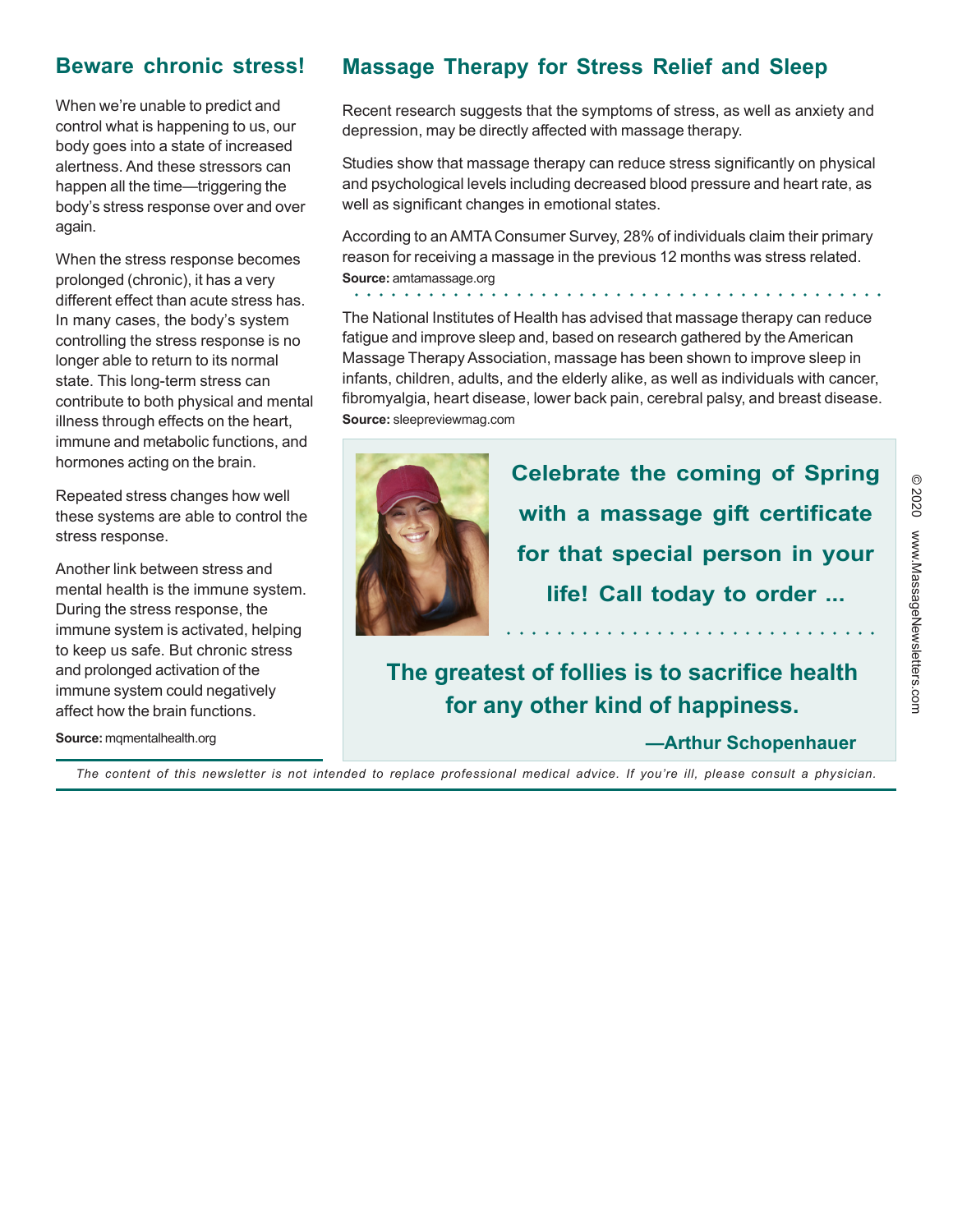## Beware chronic stress!

When we're unable to predict and control what is happening to us, our body goes into a state of increased alertness. And these stressors can happen all the time—triggering the body's stress response over and over again.

When the stress response becomes prolonged (chronic), it has a very different effect than acute stress has. In many cases, the body's system controlling the stress response is no longer able to return to its normal state. This long-term stress can contribute to both physical and mental illness through effects on the heart, immune and metabolic functions, and hormones acting on the brain.

Repeated stress changes how well these systems are able to control the stress response.

Another link between stress and mental health is the immune system. During the stress response, the immune system is activated, helping to keep us safe. But chronic stress and prolonged activation of the immune system could negatively affect how the brain functions.

**Source:** mqmentalhealth.org

## Massage Therapy for Stress Relief and Sleep

Recent research suggests that the symptoms of stress, as well as anxiety and depression, may be directly affected with massage therapy.

Studies show that massage therapy can reduce stress significantly on physical and psychological levels including decreased blood pressure and heart rate, as well as significant changes in emotional states.

According to an AMTA Consumer Survey, 28% of individuals claim their primary reason for receiving a massage in the previous 12 months was stress related.

**Source:** amtamassage.org

The National Institutes of Health has advised that massage therapy can reduce fatigue and improve sleep and, based on research gathered by the American Massage Therapy Association, massage has been shown to improve sleep in infants, children, adults, and the elderly alike, as well as individuals with cancer, fibromyalgia, heart disease, lower back pain, cerebral palsy, and breast disease.

**Source:** sleepreviewmag.com

**Celebrate the coming of Spring with a massage gift certificate for that special person in your life! Call today to order ...**

**The greatest of follies is to sacrifice health for any other kind of happiness.**

**—Arthur Schopenhauer**

*The content of this newsletter is not intended to replace professional medical advice. If you're ill, please consult a physician.*

© 2020 www.MassageNewsletters.com